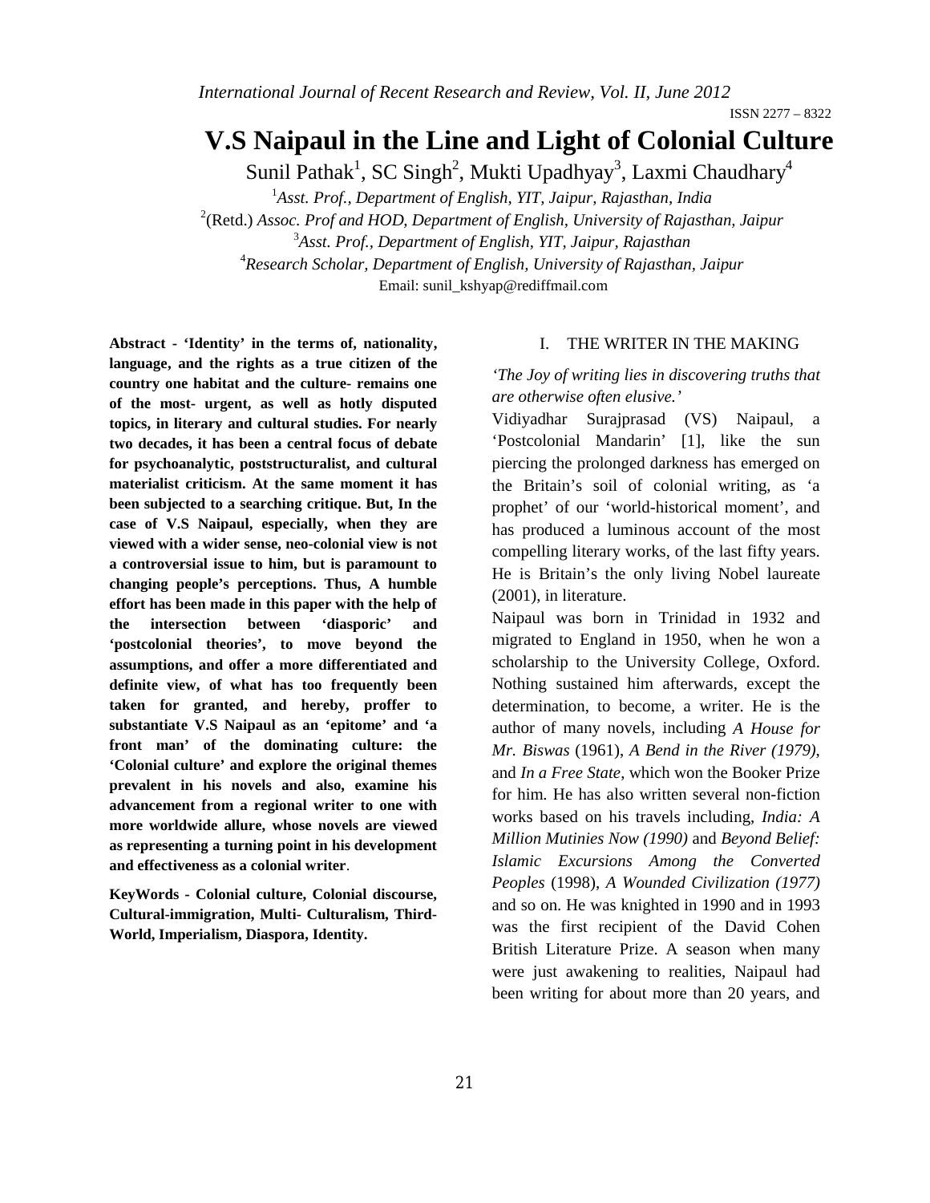# V.S Naipaul in the Line and Light of Colonial Culture

Sunil Pathak[1], SC Singh[2], Mukti Upadhyay[3], Laxmi Chaudhary[4]

[1]*Asst. Prof., Department of English, YIT, Jaipur, Rajasthan, India*

[2](Retd.) *Assoc. Prof and HOD, Department of English, University of Rajasthan, Jaipur*

[3]*Asst. Prof., Department of English, YIT, Jaipur, Rajasthan*

[4]*Research Scholar, Department of English, University of Rajasthan, Jaipur*

Email: sunil_kshyap@rediffmail.com

**Abstract - 'Identity' in the terms of, nationality, language, and the rights as a true citizen of the country one habitat and the culture- remains one of the most- urgent, as well as hotly disputed topics, in literary and cultural studies. For nearly two decades, it has been a central focus of debate for psychoanalytic, poststructuralist, and cultural materialist criticism. At the same moment it has been subjected to a searching critique. But, In the case of V.S Naipaul, especially, when they are viewed with a wider sense, neo-colonial view is not a controversial issue to him, but is paramount to changing people's perceptions. Thus, A humble effort has been made in this paper with the help of the intersection between 'diasporic' and 'postcolonial theories', to move beyond the assumptions, and offer a more differentiated and definite view, of what has too frequently been taken for granted, and hereby, proffer to substantiate V.S Naipaul as an 'epitome' and 'a front man' of the dominating culture: the 'Colonial culture' and explore the original themes prevalent in his novels and also, examine his advancement from a regional writer to one with more worldwide allure, whose novels are viewed as representing a turning point in his development and effectiveness as a colonial writer.**

**KeyWords - Colonial culture, Colonial discourse, Cultural-immigration, Multi- Culturalism, Third-World, Imperialism, Diaspora, Identity.**

## I. THE WRITER IN THE MAKING

*'The Joy of writing lies in discovering truths that are otherwise often elusive.'*

Vidiyadhar Surajprasad (VS) Naipaul, a 'Postcolonial Mandarin' [1], like the sun piercing the prolonged darkness has emerged on the Britain's soil of colonial writing, as 'a prophet' of our 'world-historical moment', and has produced a luminous account of the most compelling literary works, of the last fifty years. He is Britain's the only living Nobel laureate (2001), in literature.

Naipaul was born in Trinidad in 1932 and migrated to England in 1950, when he won a scholarship to the University College, Oxford. Nothing sustained him afterwards, except the determination, to become, a writer. He is the author of many novels, including *A House for Mr. Biswas* (1961), *A Bend in the River (1979)*, and *In a Free State*, which won the Booker Prize for him. He has also written several non-fiction works based on his travels including, *India: A Million Mutinies Now (1990)* and *Beyond Belief: Islamic Excursions Among the Converted Peoples* (1998), *A Wounded Civilization (1977)* and so on. He was knighted in 1990 and in 1993 was the first recipient of the David Cohen British Literature Prize. A season when many were just awakening to realities, Naipaul had been writing for about more than 20 years, and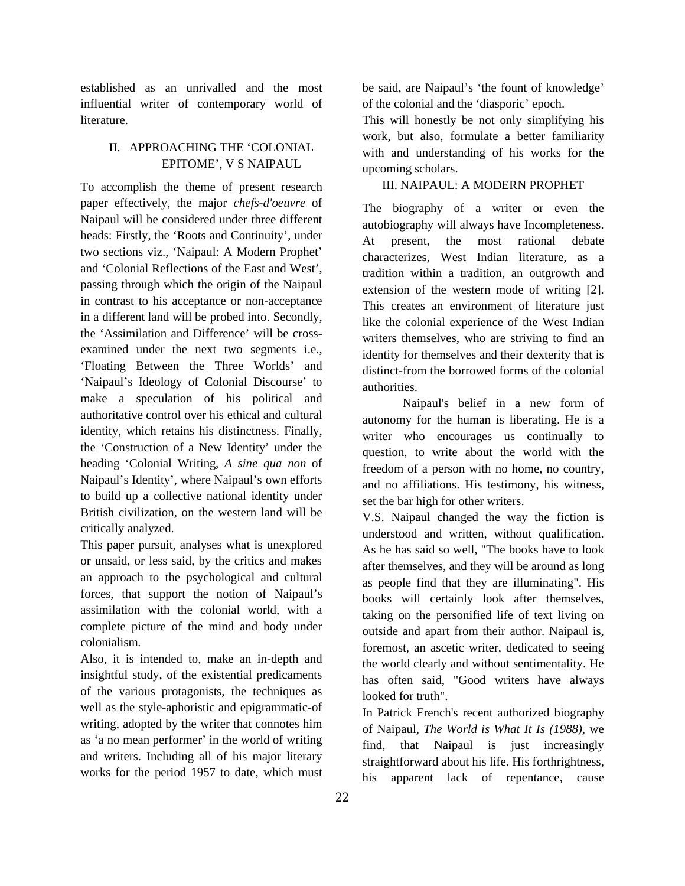established as an unrivalled and the most influential writer of contemporary world of literature.

## II. APPROACHING THE 'COLONIAL EPITOME', V S NAIPAUL

To accomplish the theme of present research paper effectively, the major *chefs-d'oeuvre* of Naipaul will be considered under three different heads: Firstly, the 'Roots and Continuity', under two sections viz., 'Naipaul: A Modern Prophet' and 'Colonial Reflections of the East and West', passing through which the origin of the Naipaul in contrast to his acceptance or non-acceptance in a different land will be probed into. Secondly, the 'Assimilation and Difference' will be cross-examined under the next two segments i.e., 'Floating Between the Three Worlds' and 'Naipaul's Ideology of Colonial Discourse' to make a speculation of his political and authoritative control over his ethical and cultural identity, which retains his distinctness. Finally, the 'Construction of a New Identity' under the heading 'Colonial Writing, *A sine qua non* of Naipaul's Identity', where Naipaul's own efforts to build up a collective national identity under British civilization, on the western land will be critically analyzed.

This paper pursuit, analyses what is unexplored or unsaid, or less said, by the critics and makes an approach to the psychological and cultural forces, that support the notion of Naipaul's assimilation with the colonial world, with a complete picture of the mind and body under colonialism.

Also, it is intended to, make an in-depth and insightful study, of the existential predicaments of the various protagonists, the techniques as well as the style-aphoristic and epigrammatic-of writing, adopted by the writer that connotes him as 'a no mean performer' in the world of writing and writers. Including all of his major literary works for the period 1957 to date, which must be said, are Naipaul's 'the fount of knowledge' of the colonial and the 'diasporic' epoch.

This will honestly be not only simplifying his work, but also, formulate a better familiarity with and understanding of his works for the upcoming scholars.

## III. NAIPAUL: A MODERN PROPHET

The biography of a writer or even the autobiography will always have Incompleteness. At present, the most rational debate characterizes, West Indian literature, as a tradition within a tradition, an outgrowth and extension of the western mode of writing [2]. This creates an environment of literature just like the colonial experience of the West Indian writers themselves, who are striving to find an identity for themselves and their dexterity that is distinct-from the borrowed forms of the colonial authorities.

Naipaul's belief in a new form of autonomy for the human is liberating. He is a writer who encourages us continually to question, to write about the world with the freedom of a person with no home, no country, and no affiliations. His testimony, his witness, set the bar high for other writers.

V.S. Naipaul changed the way the fiction is understood and written, without qualification. As he has said so well, "The books have to look after themselves, and they will be around as long as people find that they are illuminating". His books will certainly look after themselves, taking on the personified life of text living on outside and apart from their author. Naipaul is, foremost, an ascetic writer, dedicated to seeing the world clearly and without sentimentality. He has often said, "Good writers have always looked for truth".

In Patrick French's recent authorized biography of Naipaul, *The World is What It Is (1988)*, we find, that Naipaul is just increasingly straightforward about his life. His forthrightness, his apparent lack of repentance, cause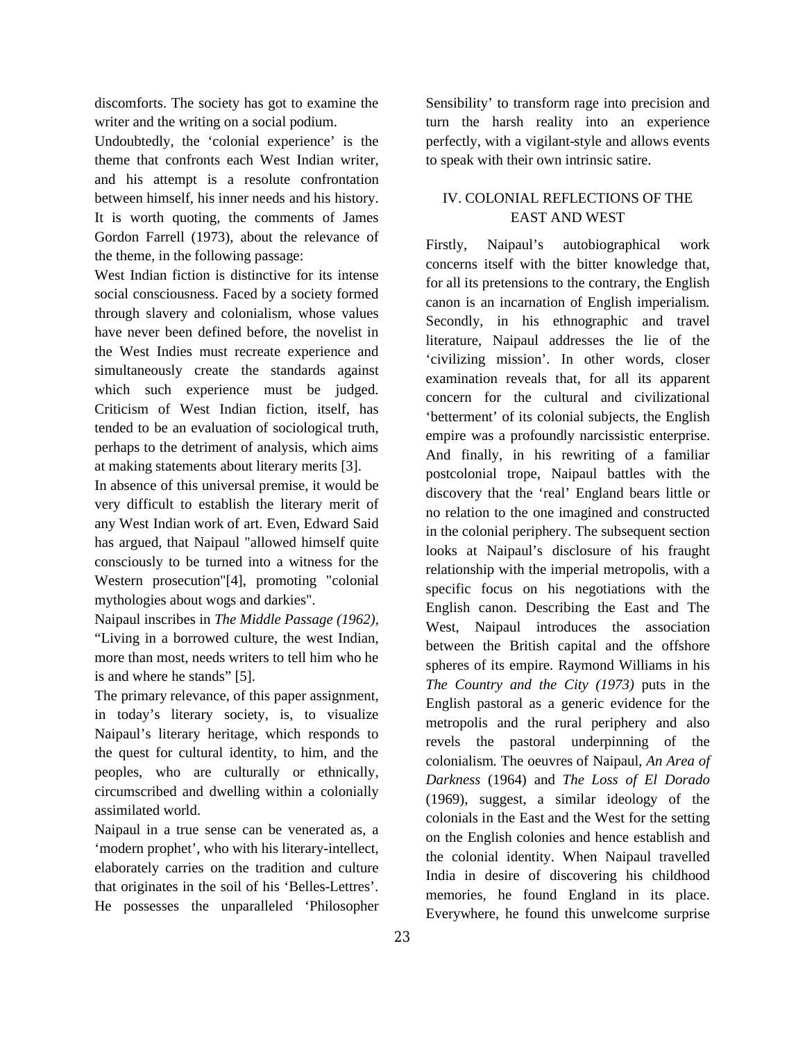discomforts. The society has got to examine the writer and the writing on a social podium.

Undoubtedly, the 'colonial experience' is the theme that confronts each West Indian writer, and his attempt is a resolute confrontation between himself, his inner needs and his history. It is worth quoting, the comments of James Gordon Farrell (1973), about the relevance of the theme, in the following passage:

West Indian fiction is distinctive for its intense social consciousness. Faced by a society formed through slavery and colonialism, whose values have never been defined before, the novelist in the West Indies must recreate experience and simultaneously create the standards against which such experience must be judged. Criticism of West Indian fiction, itself, has tended to be an evaluation of sociological truth, perhaps to the detriment of analysis, which aims at making statements about literary merits [3].

In absence of this universal premise, it would be very difficult to establish the literary merit of any West Indian work of art. Even, Edward Said has argued, that Naipaul "allowed himself quite consciously to be turned into a witness for the Western prosecution"[4], promoting "colonial mythologies about wogs and darkies".

Naipaul inscribes in *The Middle Passage (1962)*, "Living in a borrowed culture, the west Indian, more than most, needs writers to tell him who he is and where he stands" [5].

The primary relevance, of this paper assignment, in today's literary society, is, to visualize Naipaul's literary heritage, which responds to the quest for cultural identity, to him, and the peoples, who are culturally or ethnically, circumscribed and dwelling within a colonially assimilated world.

Naipaul in a true sense can be venerated as, a 'modern prophet', who with his literary-intellect, elaborately carries on the tradition and culture that originates in the soil of his 'Belles-Lettres'. He possesses the unparalleled 'Philosopher Sensibility' to transform rage into precision and turn the harsh reality into an experience perfectly, with a vigilant-style and allows events to speak with their own intrinsic satire.

## IV. COLONIAL REFLECTIONS OF THE EAST AND WEST

Firstly, Naipaul's autobiographical work concerns itself with the bitter knowledge that, for all its pretensions to the contrary, the English canon is an incarnation of English imperialism. Secondly, in his ethnographic and travel literature, Naipaul addresses the lie of the 'civilizing mission'. In other words, closer examination reveals that, for all its apparent concern for the cultural and civilizational 'betterment' of its colonial subjects, the English empire was a profoundly narcissistic enterprise. And finally, in his rewriting of a familiar postcolonial trope, Naipaul battles with the discovery that the 'real' England bears little or no relation to the one imagined and constructed in the colonial periphery. The subsequent section looks at Naipaul's disclosure of his fraught relationship with the imperial metropolis, with a specific focus on his negotiations with the English canon. Describing the East and The West, Naipaul introduces the association between the British capital and the offshore spheres of its empire. Raymond Williams in his *The Country and the City (1973)* puts in the English pastoral as a generic evidence for the metropolis and the rural periphery and also revels the pastoral underpinning of the colonialism. The oeuvres of Naipaul, *An Area of Darkness* (1964) and *The Loss of El Dorado* (1969), suggest, a similar ideology of the colonials in the East and the West for the setting on the English colonies and hence establish and the colonial identity. When Naipaul travelled India in desire of discovering his childhood memories, he found England in its place. Everywhere, he found this unwelcome surprise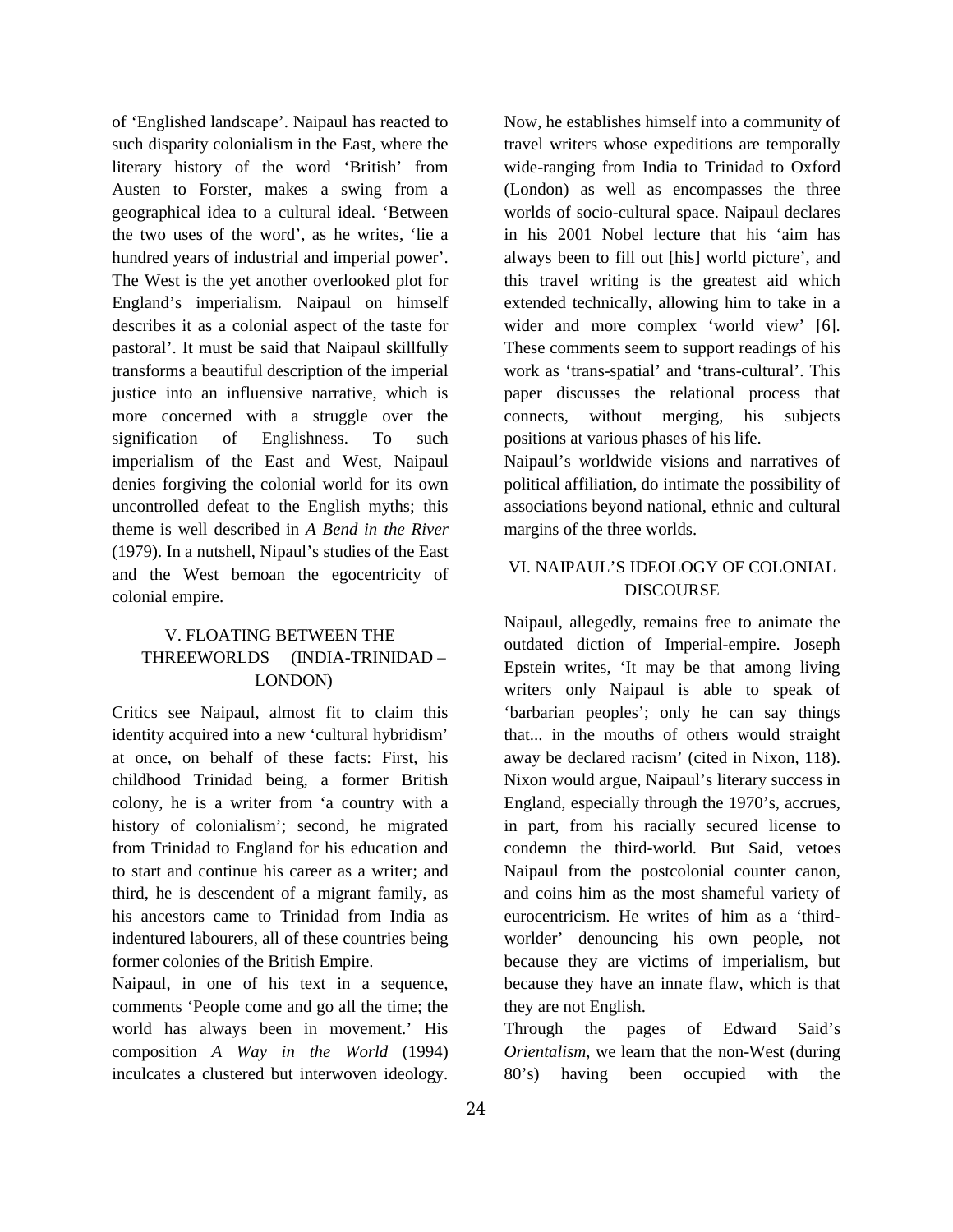of 'Englished landscape'. Naipaul has reacted to such disparity colonialism in the East, where the literary history of the word 'British' from Austen to Forster, makes a swing from a geographical idea to a cultural ideal. 'Between the two uses of the word', as he writes, 'lie a hundred years of industrial and imperial power'. The West is the yet another overlooked plot for England's imperialism. Naipaul on himself describes it as a colonial aspect of the taste for pastoral'. It must be said that Naipaul skillfully transforms a beautiful description of the imperial justice into an influensive narrative, which is more concerned with a struggle over the signification of Englishness. To such imperialism of the East and West, Naipaul denies forgiving the colonial world for its own uncontrolled defeat to the English myths; this theme is well described in *A Bend in the River* (1979). In a nutshell, Nipaul's studies of the East and the West bemoan the egocentricity of colonial empire.

## V. FLOATING BETWEEN THE THREEWORLDS (INDIA-TRINIDAD – LONDON)

Critics see Naipaul, almost fit to claim this identity acquired into a new 'cultural hybridism' at once, on behalf of these facts: First, his childhood Trinidad being, a former British colony, he is a writer from 'a country with a history of colonialism'; second, he migrated from Trinidad to England for his education and to start and continue his career as a writer; and third, he is descendent of a migrant family, as his ancestors came to Trinidad from India as indentured labourers, all of these countries being former colonies of the British Empire.

Naipaul, in one of his text in a sequence, comments 'People come and go all the time; the world has always been in movement.' His composition *A Way in the World* (1994) inculcates a clustered but interwoven ideology. Now, he establishes himself into a community of travel writers whose expeditions are temporally wide-ranging from India to Trinidad to Oxford (London) as well as encompasses the three worlds of socio-cultural space. Naipaul declares in his 2001 Nobel lecture that his 'aim has always been to fill out [his] world picture', and this travel writing is the greatest aid which extended technically, allowing him to take in a wider and more complex 'world view' [6]. These comments seem to support readings of his work as 'trans-spatial' and 'trans-cultural'. This paper discusses the relational process that connects, without merging, his subjects positions at various phases of his life.

Naipaul's worldwide visions and narratives of political affiliation, do intimate the possibility of associations beyond national, ethnic and cultural margins of the three worlds.

## VI. NAIPAUL'S IDEOLOGY OF COLONIAL DISCOURSE

Naipaul, allegedly, remains free to animate the outdated diction of Imperial-empire. Joseph Epstein writes, 'It may be that among living writers only Naipaul is able to speak of 'barbarian peoples'; only he can say things that... in the mouths of others would straight away be declared racism' (cited in Nixon, 118). Nixon would argue, Naipaul's literary success in England, especially through the 1970's, accrues, in part, from his racially secured license to condemn the third-world. But Said, vetoes Naipaul from the postcolonial counter canon, and coins him as the most shameful variety of eurocentricism. He writes of him as a 'third-worlder' denouncing his own people, not because they are victims of imperialism, but because they have an innate flaw, which is that they are not English.

Through the pages of Edward Said's *Orientalism*, we learn that the non-West (during 80's) having been occupied with the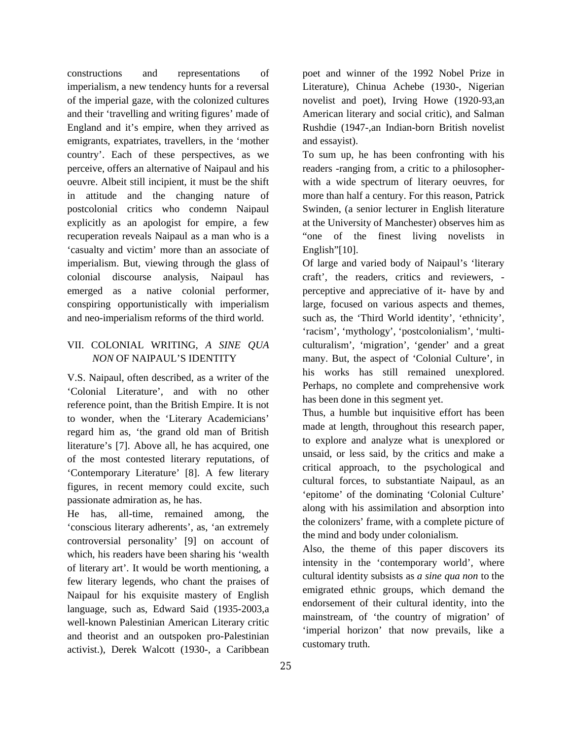constructions and representations of imperialism, a new tendency hunts for a reversal of the imperial gaze, with the colonized cultures and their 'travelling and writing figures' made of England and it's empire, when they arrived as emigrants, expatriates, travellers, in the 'mother country'. Each of these perspectives, as we perceive, offers an alternative of Naipaul and his oeuvre. Albeit still incipient, it must be the shift in attitude and the changing nature of postcolonial critics who condemn Naipaul explicitly as an apologist for empire, a few recuperation reveals Naipaul as a man who is a 'casualty and victim' more than an associate of imperialism. But, viewing through the glass of colonial discourse analysis, Naipaul has emerged as a native colonial performer, conspiring opportunistically with imperialism and neo-imperialism reforms of the third world.

## VII. COLONIAL WRITING, *A SINE QUA NON* OF NAIPAUL'S IDENTITY

V.S. Naipaul, often described, as a writer of the 'Colonial Literature', and with no other reference point, than the British Empire. It is not to wonder, when the 'Literary Academicians' regard him as, 'the grand old man of British literature's [7]. Above all, he has acquired, one of the most contested literary reputations, of 'Contemporary Literature' [8]. A few literary figures, in recent memory could excite, such passionate admiration as, he has.

He has, all-time, remained among, the 'conscious literary adherents', as, 'an extremely controversial personality' [9] on account of which, his readers have been sharing his 'wealth of literary art'. It would be worth mentioning, a few literary legends, who chant the praises of Naipaul for his exquisite mastery of English language, such as, Edward Said (1935-2003,a well-known Palestinian American Literary critic and theorist and an outspoken pro-Palestinian activist.), Derek Walcott (1930-, a Caribbean poet and winner of the 1992 Nobel Prize in Literature), Chinua Achebe (1930-, Nigerian novelist and poet), Irving Howe (1920-93,an American literary and social critic), and Salman Rushdie (1947-,an Indian-born British novelist and essayist).

To sum up, he has been confronting with his readers -ranging from, a critic to a philosopher- with a wide spectrum of literary oeuvres, for more than half a century. For this reason, Patrick Swinden, (a senior lecturer in English literature at the University of Manchester) observes him as "one of the finest living novelists in English"[10].

Of large and varied body of Naipaul's 'literary craft', the readers, critics and reviewers, -perceptive and appreciative of it- have by and large, focused on various aspects and themes, such as, the 'Third World identity', 'ethnicity', 'racism', 'mythology', 'postcolonialism', 'multi-culturalism', 'migration', 'gender' and a great many. But, the aspect of 'Colonial Culture', in his works has still remained unexplored. Perhaps, no complete and comprehensive work has been done in this segment yet.

Thus, a humble but inquisitive effort has been made at length, throughout this research paper, to explore and analyze what is unexplored or unsaid, or less said, by the critics and make a critical approach, to the psychological and cultural forces, to substantiate Naipaul, as an 'epitome' of the dominating 'Colonial Culture' along with his assimilation and absorption into the colonizers' frame, with a complete picture of the mind and body under colonialism.

Also, the theme of this paper discovers its intensity in the 'contemporary world', where cultural identity subsists as *a sine qua non* to the emigrated ethnic groups, which demand the endorsement of their cultural identity, into the mainstream, of 'the country of migration' of 'imperial horizon' that now prevails, like a customary truth.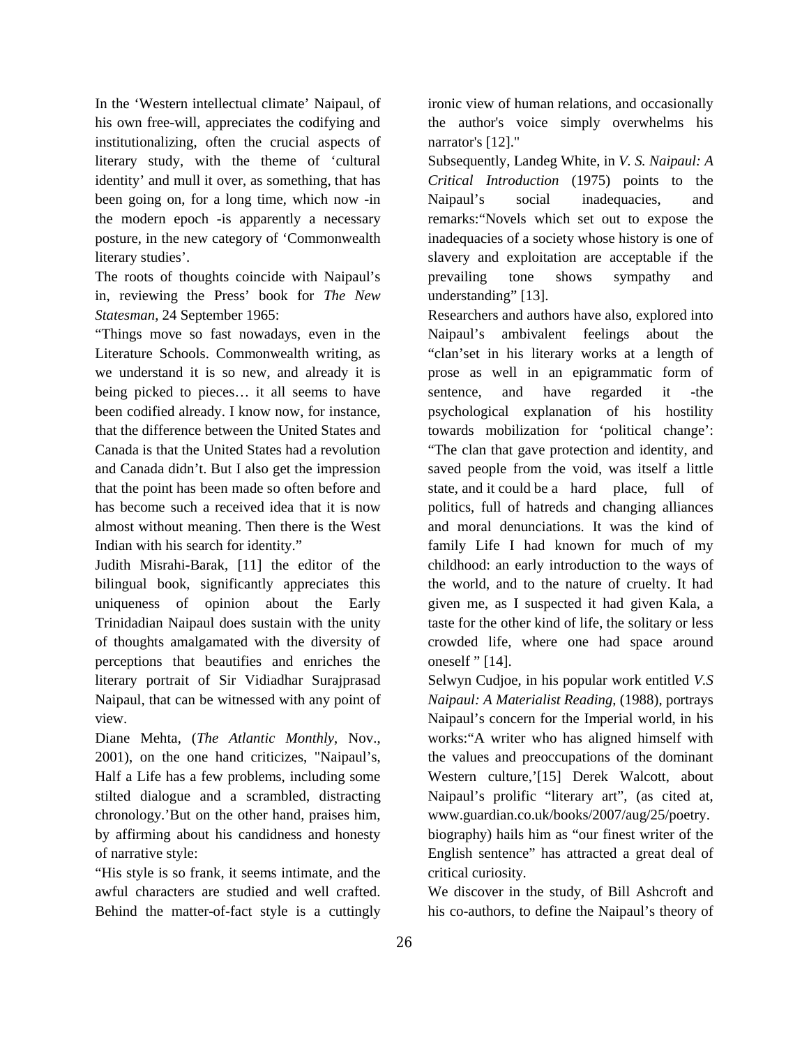In the 'Western intellectual climate' Naipaul, of his own free-will, appreciates the codifying and institutionalizing, often the crucial aspects of literary study, with the theme of 'cultural identity' and mull it over, as something, that has been going on, for a long time, which now -in the modern epoch -is apparently a necessary posture, in the new category of 'Commonwealth literary studies'.

The roots of thoughts coincide with Naipaul's in, reviewing the Press' book for *The New Statesman*, 24 September 1965:

"Things move so fast nowadays, even in the Literature Schools. Commonwealth writing, as we understand it is so new, and already it is being picked to pieces… it all seems to have been codified already. I know now, for instance, that the difference between the United States and Canada is that the United States had a revolution and Canada didn't. But I also get the impression that the point has been made so often before and has become such a received idea that it is now almost without meaning. Then there is the West Indian with his search for identity."

Judith Misrahi-Barak, [11] the editor of the bilingual book, significantly appreciates this uniqueness of opinion about the Early Trinidadian Naipaul does sustain with the unity of thoughts amalgamated with the diversity of perceptions that beautifies and enriches the literary portrait of Sir Vidiadhar Surajprasad Naipaul, that can be witnessed with any point of view.

Diane Mehta, (*The Atlantic Monthly*, Nov., 2001), on the one hand criticizes, "Naipaul's, Half a Life has a few problems, including some stilted dialogue and a scrambled, distracting chronology.'But on the other hand, praises him, by affirming about his candidness and honesty of narrative style:

"His style is so frank, it seems intimate, and the awful characters are studied and well crafted. Behind the matter-of-fact style is a cuttingly ironic view of human relations, and occasionally the author's voice simply overwhelms his narrator's [12]."

Subsequently, Landeg White, in *V. S. Naipaul: A Critical Introduction* (1975) points to the Naipaul's social inadequacies, and remarks:"Novels which set out to expose the inadequacies of a society whose history is one of slavery and exploitation are acceptable if the prevailing tone shows sympathy and understanding" [13].

Researchers and authors have also, explored into Naipaul's ambivalent feelings about the "clan'set in his literary works at a length of prose as well in an epigrammatic form of sentence, and have regarded it -the psychological explanation of his hostility towards mobilization for 'political change': "The clan that gave protection and identity, and saved people from the void, was itself a little state, and it could be a hard place, full of politics, full of hatreds and changing alliances and moral denunciations. It was the kind of family Life I had known for much of my childhood: an early introduction to the ways of the world, and to the nature of cruelty. It had given me, as I suspected it had given Kala, a taste for the other kind of life, the solitary or less crowded life, where one had space around oneself " [14].

Selwyn Cudjoe, in his popular work entitled *V.S Naipaul: A Materialist Reading*, (1988), portrays Naipaul's concern for the Imperial world, in his works:"A writer who has aligned himself with the values and preoccupations of the dominant Western culture,'[15] Derek Walcott, about Naipaul's prolific "literary art", (as cited at, www.guardian.co.uk/books/2007/aug/25/poetry.biography) hails him as "our finest writer of the English sentence" has attracted a great deal of critical curiosity.

We discover in the study, of Bill Ashcroft and his co-authors, to define the Naipaul's theory of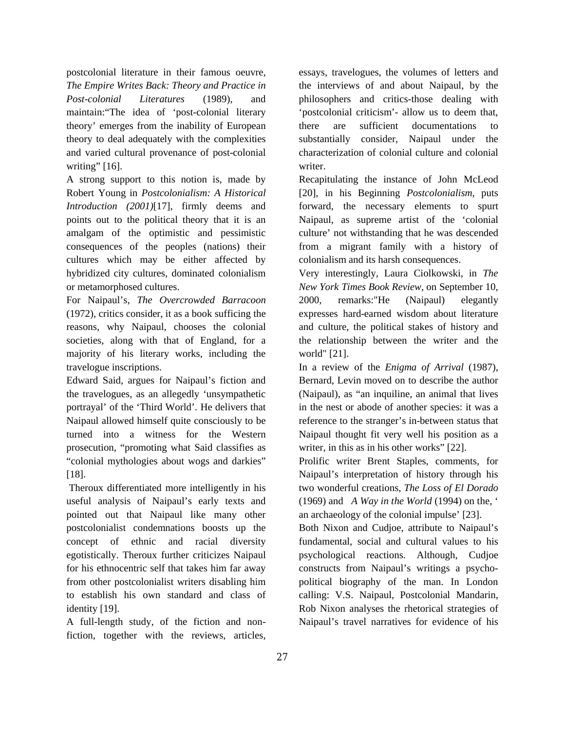postcolonial literature in their famous oeuvre, *The Empire Writes Back: Theory and Practice in Post-colonial Literatures* (1989), and maintain:"The idea of 'post-colonial literary theory' emerges from the inability of European theory to deal adequately with the complexities and varied cultural provenance of post-colonial writing" [16].

A strong support to this notion is, made by Robert Young in *Postcolonialism: A Historical Introduction (2001)*[17], firmly deems and points out to the political theory that it is an amalgam of the optimistic and pessimistic consequences of the peoples (nations) their cultures which may be either affected by hybridized city cultures, dominated colonialism or metamorphosed cultures.

For Naipaul's, *The Overcrowded Barracoon* (1972), critics consider, it as a book sufficing the reasons, why Naipaul, chooses the colonial societies, along with that of England, for a majority of his literary works, including the travelogue inscriptions.

Edward Said, argues for Naipaul's fiction and the travelogues, as an allegedly 'unsympathetic portrayal' of the 'Third World'. He delivers that Naipaul allowed himself quite consciously to be turned into a witness for the Western prosecution, "promoting what Said classifies as "colonial mythologies about wogs and darkies" [18].

Theroux differentiated more intelligently in his useful analysis of Naipaul's early texts and pointed out that Naipaul like many other postcolonialist condemnations boosts up the concept of ethnic and racial diversity egotistically. Theroux further criticizes Naipaul for his ethnocentric self that takes him far away from other postcolonialist writers disabling him to establish his own standard and class of identity [19].

A full-length study, of the fiction and non-fiction, together with the reviews, articles, essays, travelogues, the volumes of letters and the interviews of and about Naipaul, by the philosophers and critics-those dealing with 'postcolonial criticism'- allow us to deem that, there are sufficient documentations to substantially consider, Naipaul under the characterization of colonial culture and colonial writer.

Recapitulating the instance of John McLeod [20], in his Beginning *Postcolonialism*, puts forward, the necessary elements to spurt Naipaul, as supreme artist of the 'colonial culture' not withstanding that he was descended from a migrant family with a history of colonialism and its harsh consequences.

Very interestingly, Laura Ciolkowski, in *The New York Times Book Review*, on September 10, 2000, remarks:"He (Naipaul) elegantly expresses hard-earned wisdom about literature and culture, the political stakes of history and the relationship between the writer and the world" [21].

In a review of the *Enigma of Arrival* (1987), Bernard, Levin moved on to describe the author (Naipaul), as "an inquiline, an animal that lives in the nest or abode of another species: it was a reference to the stranger's in-between status that Naipaul thought fit very well his position as a writer, in this as in his other works" [22].

Prolific writer Brent Staples, comments, for Naipaul's interpretation of history through his two wonderful creations, *The Loss of El Dorado* (1969) and *A Way in the World* (1994) on the, ' an archaeology of the colonial impulse' [23].

Both Nixon and Cudjoe, attribute to Naipaul's fundamental, social and cultural values to his psychological reactions. Although, Cudjoe constructs from Naipaul's writings a psycho-political biography of the man. In London calling: V.S. Naipaul, Postcolonial Mandarin, Rob Nixon analyses the rhetorical strategies of Naipaul's travel narratives for evidence of his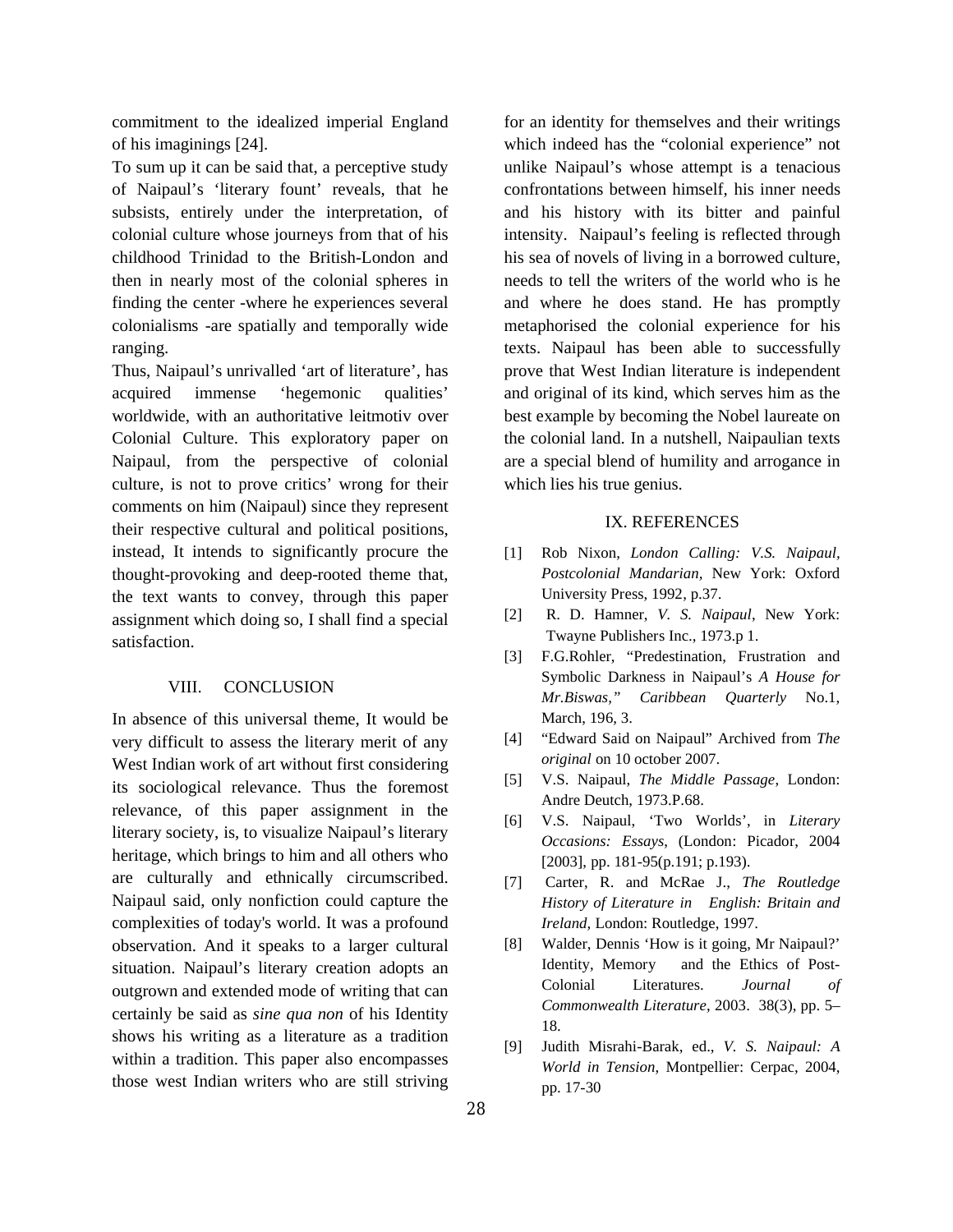commitment to the idealized imperial England of his imaginings [24].

To sum up it can be said that, a perceptive study of Naipaul's 'literary fount' reveals, that he subsists, entirely under the interpretation, of colonial culture whose journeys from that of his childhood Trinidad to the British-London and then in nearly most of the colonial spheres in finding the center -where he experiences several colonialisms -are spatially and temporally wide ranging.

Thus, Naipaul's unrivalled 'art of literature', has acquired immense 'hegemonic qualities' worldwide, with an authoritative leitmotiv over Colonial Culture. This exploratory paper on Naipaul, from the perspective of colonial culture, is not to prove critics' wrong for their comments on him (Naipaul) since they represent their respective cultural and political positions, instead, It intends to significantly procure the thought-provoking and deep-rooted theme that, the text wants to convey, through this paper assignment which doing so, I shall find a special satisfaction.

## VIII. CONCLUSION

In absence of this universal theme, It would be very difficult to assess the literary merit of any West Indian work of art without first considering its sociological relevance. Thus the foremost relevance, of this paper assignment in the literary society, is, to visualize Naipaul's literary heritage, which brings to him and all others who are culturally and ethnically circumscribed. Naipaul said, only nonfiction could capture the complexities of today's world. It was a profound observation. And it speaks to a larger cultural situation. Naipaul's literary creation adopts an outgrown and extended mode of writing that can certainly be said as *sine qua non* of his Identity shows his writing as a literature as a tradition within a tradition. This paper also encompasses those west Indian writers who are still striving for an identity for themselves and their writings which indeed has the "colonial experience" not unlike Naipaul's whose attempt is a tenacious confrontations between himself, his inner needs and his history with its bitter and painful intensity. Naipaul's feeling is reflected through his sea of novels of living in a borrowed culture, needs to tell the writers of the world who is he and where he does stand. He has promptly metaphorised the colonial experience for his texts. Naipaul has been able to successfully prove that West Indian literature is independent and original of its kind, which serves him as the best example by becoming the Nobel laureate on the colonial land. In a nutshell, Naipaulian texts are a special blend of humility and arrogance in which lies his true genius.

## IX. REFERENCES

[1] Rob Nixon, *London Calling: V.S. Naipaul, Postcolonial Mandarian,* New York: Oxford University Press, 1992, p.37.

[2] R. D. Hamner, *V. S. Naipaul*, New York: Twayne Publishers Inc., 1973.p 1.

[3] F.G.Rohler, "Predestination, Frustration and Symbolic Darkness in Naipaul's *A House for Mr.Biswas," Caribbean Quarterly* No.1, March, 196, 3.

[4] "Edward Said on Naipaul" Archived from *The original* on 10 october 2007.

[5] V.S. Naipaul, *The Middle Passage*, London: Andre Deutch, 1973.P.68.

[6] V.S. Naipaul, 'Two Worlds', in *Literary Occasions: Essays,* (London: Picador, 2004 [2003], pp. 181-95(p.191; p.193).

[7] Carter, R. and McRae J., *The Routledge History of Literature in English: Britain and Ireland,* London: Routledge, 1997.

[8] Walder, Dennis 'How is it going, Mr Naipaul?' Identity, Memory and the Ethics of Post-Colonial Literatures. *Journal of Commonwealth Literature*, 2003. 38(3), pp. 5–18.

[9] Judith Misrahi-Barak, ed., *V. S. Naipaul: A World in Tension,* Montpellier: Cerpac, 2004, pp. 17-30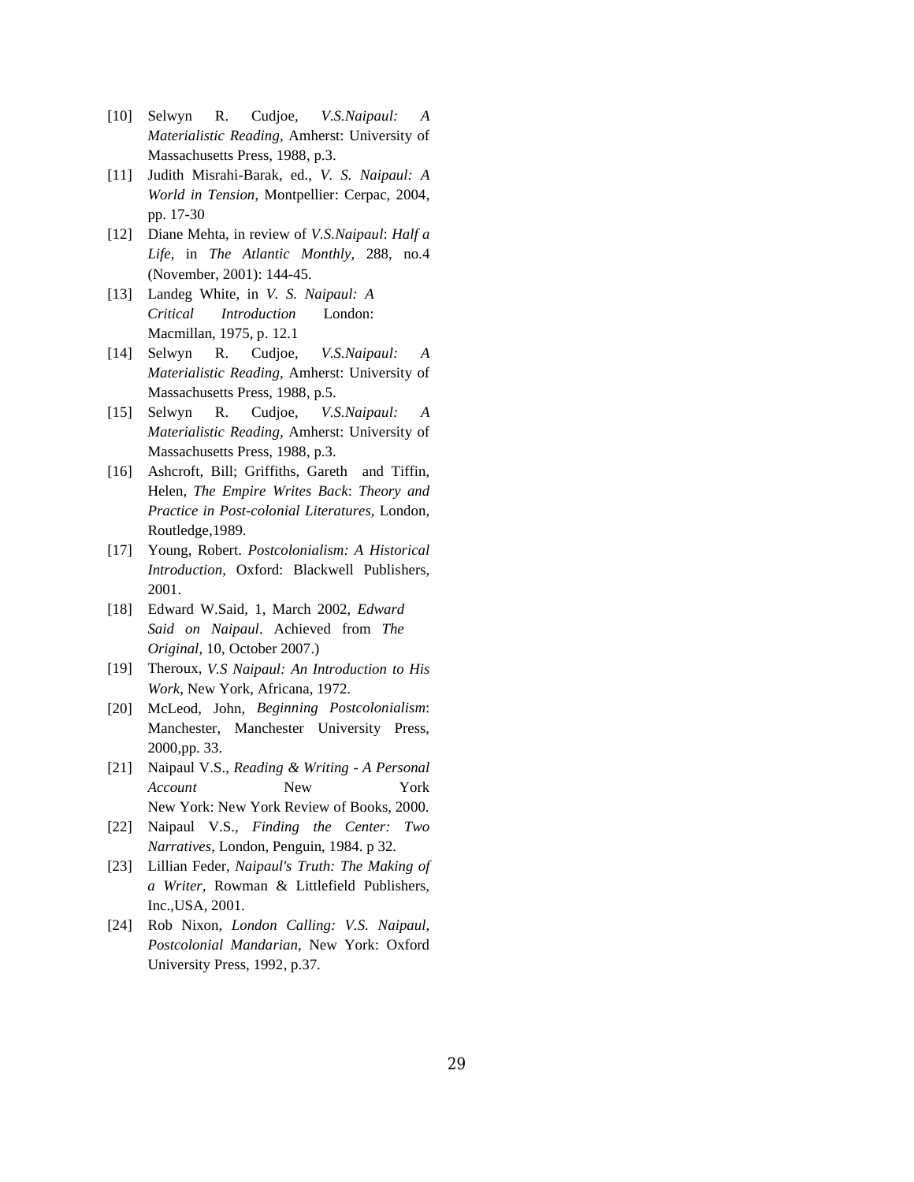[10] Selwyn R. Cudjoe, *V.S.Naipaul: A Materialistic Reading*, Amherst: University of Massachusetts Press, 1988, p.3.

[11] Judith Misrahi-Barak, ed., *V. S. Naipaul: A World in Tension*, Montpellier: Cerpac, 2004, pp. 17-30

[12] Diane Mehta, in review of *V.S.Naipaul*: *Half a Life*, in *The Atlantic Monthly*, 288, no.4 (November, 2001): 144-45.

[13] Landeg White, in *V. S. Naipaul: A Critical Introduction* London: Macmillan, 1975, p. 12.1

[14] Selwyn R. Cudjoe, *V.S.Naipaul: A Materialistic Reading*, Amherst: University of Massachusetts Press, 1988, p.5.

[15] Selwyn R. Cudjoe, *V.S.Naipaul: A Materialistic Reading*, Amherst: University of Massachusetts Press, 1988, p.3.

[16] Ashcroft, Bill; Griffiths, Gareth and Tiffin, Helen, *The Empire Writes Back*: *Theory and Practice in Post-colonial Literatures*, London, Routledge,1989.

[17] Young, Robert. *Postcolonialism: A Historical Introduction*, Oxford: Blackwell Publishers, 2001.

[18] Edward W.Said, 1, March 2002, *Edward Said on Naipaul*. Achieved from *The Original*, 10, October 2007.)

[19] Theroux, *V.S Naipaul: An Introduction to His Work*, New York, Africana, 1972.

[20] McLeod, John, *Beginning Postcolonialism*: Manchester, Manchester University Press, 2000,pp. 33.

[21] Naipaul V.S., *Reading & Writing - A Personal Account* New York New York: New York Review of Books, 2000.

[22] Naipaul V.S., *Finding the Center: Two Narratives*, London, Penguin, 1984. p 32.

[23] Lillian Feder, *Naipaul's Truth: The Making of a Writer*, Rowman & Littlefield Publishers, Inc.,USA, 2001.

[24] Rob Nixon, *London Calling: V.S. Naipaul, Postcolonial Mandarian*, New York: Oxford University Press, 1992, p.37.